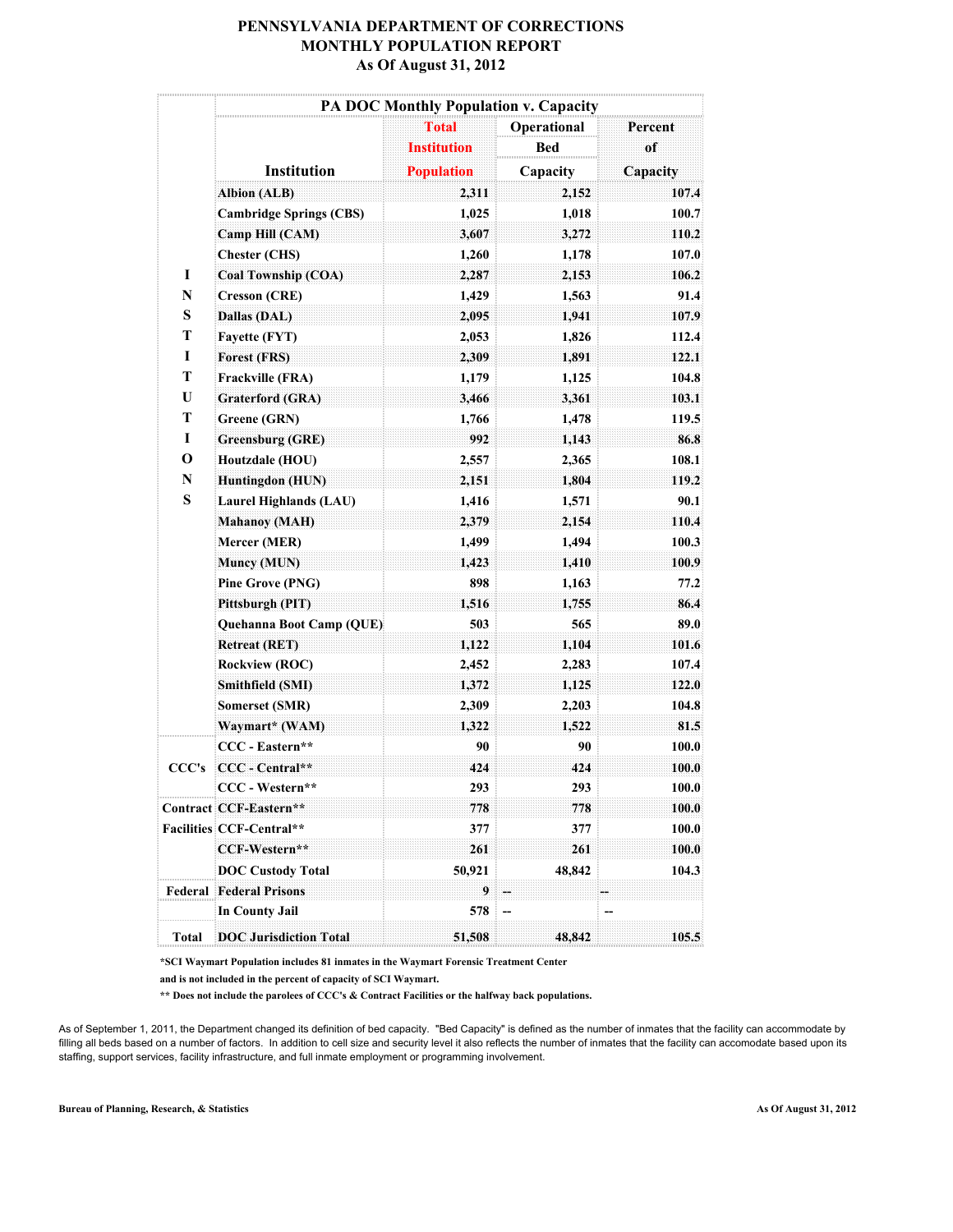# PENNSYLVANIA DEPARTMENT OF CORRECTIONS
## MONTHLY POPULATION REPORT
### As Of August 31, 2012

| | PA DOC Monthly Population v. Capacity | | | |
|---|---|---|---|---|
| | Institution | Total Institution Population | Operational Bed Capacity | Percent of Capacity |
| INSTITUTIONS | Albion (ALB) | 2,311 | 2,152 | 107.4 |
| | Cambridge Springs (CBS) | 1,025 | 1,018 | 100.7 |
| | Camp Hill (CAM) | 3,607 | 3,272 | 110.2 |
| | Chester (CHS) | 1,260 | 1,178 | 107.0 |
| | Coal Township (COA) | 2,287 | 2,153 | 106.2 |
| | Cresson (CRE) | 1,429 | 1,563 | 91.4 |
| | Dallas (DAL) | 2,095 | 1,941 | 107.9 |
| | Fayette (FYT) | 2,053 | 1,826 | 112.4 |
| | Forest (FRS) | 2,309 | 1,891 | 122.1 |
| | Frackville (FRA) | 1,179 | 1,125 | 104.8 |
| | Graterford (GRA) | 3,466 | 3,361 | 103.1 |
| | Greene (GRN) | 1,766 | 1,478 | 119.5 |
| | Greensburg (GRE) | 992 | 1,143 | 86.8 |
| | Houtzdale (HOU) | 2,557 | 2,365 | 108.1 |
| | Huntingdon (HUN) | 2,151 | 1,804 | 119.2 |
| | Laurel Highlands (LAU) | 1,416 | 1,571 | 90.1 |
| | Mahanoy (MAH) | 2,379 | 2,154 | 110.4 |
| | Mercer (MER) | 1,499 | 1,494 | 100.3 |
| | Muncy (MUN) | 1,423 | 1,410 | 100.9 |
| | Pine Grove (PNG) | 898 | 1,163 | 77.2 |
| | Pittsburgh (PIT) | 1,516 | 1,755 | 86.4 |
| | Quehanna Boot Camp (QUE) | 503 | 565 | 89.0 |
| | Retreat (RET) | 1,122 | 1,104 | 101.6 |
| | Rockview (ROC) | 2,452 | 2,283 | 107.4 |
| | Smithfield (SMI) | 1,372 | 1,125 | 122.0 |
| | Somerset (SMR) | 2,309 | 2,203 | 104.8 |
| | Waymart* (WAM) | 1,322 | 1,522 | 81.5 |
| CCC's | CCC - Eastern** | 90 | 90 | 100.0 |
| | CCC - Central** | 424 | 424 | 100.0 |
| | CCC - Western** | 293 | 293 | 100.0 |
| Contract Facilities | CCF-Eastern** | 778 | 778 | 100.0 |
| | CCF-Central** | 377 | 377 | 100.0 |
| | CCF-Western** | 261 | 261 | 100.0 |
| | DOC Custody Total | 50,921 | 48,842 | 104.3 |
| Federal | Federal Prisons | 9 | -- | -- |
| | In County Jail | 578 | -- | -- |
| Total | DOC Jurisdiction Total | 51,508 | 48,842 | 105.5 |

*SCI Waymart Population includes 81 inmates in the Waymart Forensic Treatment Center and is not included in the percent of capacity of SCI Waymart.

** Does not include the parolees of CCC's & Contract Facilities or the halfway back populations.

As of September 1, 2011, the Department changed its definition of bed capacity. "Bed Capacity" is defined as the number of inmates that the facility can accommodate by filling all beds based on a number of factors. In addition to cell size and security level it also reflects the number of inmates that the facility can accomodate based upon its staffing, support services, facility infrastructure, and full inmate employment or programming involvement.

Bureau of Planning, Research, & Statistics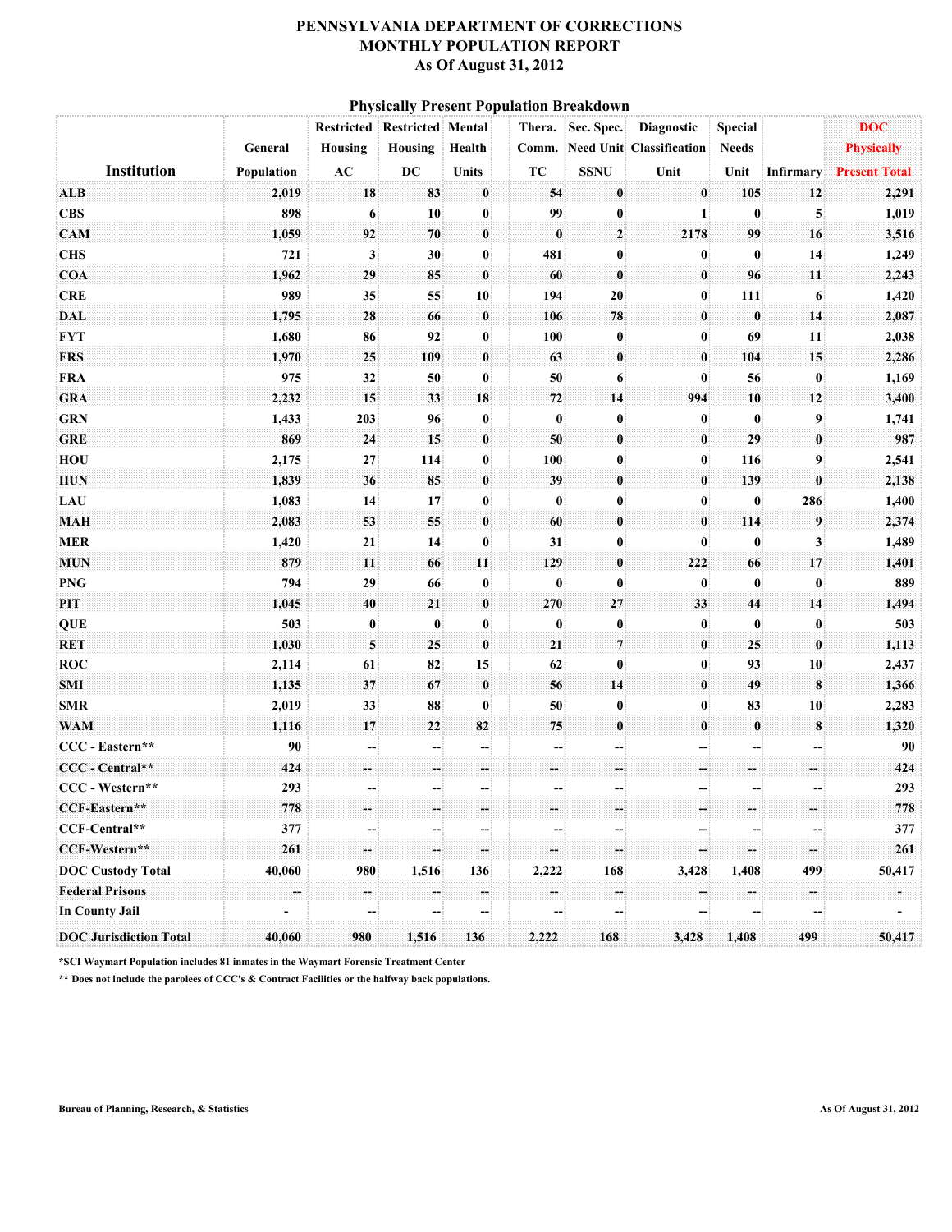# PENNSYLVANIA DEPARTMENT OF CORRECTIONS
# MONTHLY POPULATION REPORT
# As Of August 31, 2012

## Physically Present Population Breakdown

| Institution | General Population | Restricted Housing AC | Restricted Housing DC | Mental Health Units | Thera. Comm. TC | Sec. Spec. Need Unit SSNU | Diagnostic Classification Unit | Special Needs Unit | Infirmary | DOC Physically Present Total |
|---|---|---|---|---|---|---|---|---|---|---|
| ALB | 2,019 | 18 | 83 | 0 | 54 | 0 | 0 | 105 | 12 | 2,291 |
| CBS | 898 | 6 | 10 | 0 | 99 | 0 | 1 | 0 | 5 | 1,019 |
| CAM | 1,059 | 92 | 70 | 0 | 0 | 2 | 2178 | 99 | 16 | 3,516 |
| CHS | 721 | 3 | 30 | 0 | 481 | 0 | 0 | 0 | 14 | 1,249 |
| COA | 1,962 | 29 | 85 | 0 | 60 | 0 | 0 | 96 | 11 | 2,243 |
| CRE | 989 | 35 | 55 | 10 | 194 | 20 | 0 | 111 | 6 | 1,420 |
| DAL | 1,795 | 28 | 66 | 0 | 106 | 78 | 0 | 0 | 14 | 2,087 |
| FYT | 1,680 | 86 | 92 | 0 | 100 | 0 | 0 | 69 | 11 | 2,038 |
| FRS | 1,970 | 25 | 109 | 0 | 63 | 0 | 0 | 104 | 15 | 2,286 |
| FRA | 975 | 32 | 50 | 0 | 50 | 6 | 0 | 56 | 0 | 1,169 |
| GRA | 2,232 | 15 | 33 | 18 | 72 | 14 | 994 | 10 | 12 | 3,400 |
| GRN | 1,433 | 203 | 96 | 0 | 0 | 0 | 0 | 0 | 9 | 1,741 |
| GRE | 869 | 24 | 15 | 0 | 50 | 0 | 0 | 29 | 0 | 987 |
| HOU | 2,175 | 27 | 114 | 0 | 100 | 0 | 0 | 116 | 9 | 2,541 |
| HUN | 1,839 | 36 | 85 | 0 | 39 | 0 | 0 | 139 | 0 | 2,138 |
| LAU | 1,083 | 14 | 17 | 0 | 0 | 0 | 0 | 0 | 286 | 1,400 |
| MAH | 2,083 | 53 | 55 | 0 | 60 | 0 | 0 | 114 | 9 | 2,374 |
| MER | 1,420 | 21 | 14 | 0 | 31 | 0 | 0 | 0 | 3 | 1,489 |
| MUN | 879 | 11 | 66 | 11 | 129 | 0 | 222 | 66 | 17 | 1,401 |
| PNG | 794 | 29 | 66 | 0 | 0 | 0 | 0 | 0 | 0 | 889 |
| PIT | 1,045 | 40 | 21 | 0 | 270 | 27 | 33 | 44 | 14 | 1,494 |
| QUE | 503 | 0 | 0 | 0 | 0 | 0 | 0 | 0 | 0 | 503 |
| RET | 1,030 | 5 | 25 | 0 | 21 | 7 | 0 | 25 | 0 | 1,113 |
| ROC | 2,114 | 61 | 82 | 15 | 62 | 0 | 0 | 93 | 10 | 2,437 |
| SMI | 1,135 | 37 | 67 | 0 | 56 | 14 | 0 | 49 | 8 | 1,366 |
| SMR | 2,019 | 33 | 88 | 0 | 50 | 0 | 0 | 83 | 10 | 2,283 |
| WAM | 1,116 | 17 | 22 | 82 | 75 | 0 | 0 | 0 | 8 | 1,320 |
| CCC - Eastern** | 90 | -- | -- | -- | -- | -- | -- | -- | -- | 90 |
| CCC - Central** | 424 | -- | -- | -- | -- | -- | -- | -- | -- | 424 |
| CCC - Western** | 293 | -- | -- | -- | -- | -- | -- | -- | -- | 293 |
| CCF-Eastern** | 778 | -- | -- | -- | -- | -- | -- | -- | -- | 778 |
| CCF-Central** | 377 | -- | -- | -- | -- | -- | -- | -- | -- | 377 |
| CCF-Western** | 261 | -- | -- | -- | -- | -- | -- | -- | -- | 261 |
| DOC Custody Total | 40,060 | 980 | 1,516 | 136 | 2,222 | 168 | 3,428 | 1,408 | 499 | 50,417 |
| Federal Prisons | -- | -- | -- | -- | -- | -- | -- | -- | -- | - |
| In County Jail | - | -- | -- | -- | -- | -- | -- | -- | -- | - |
| DOC Jurisdiction Total | 40,060 | 980 | 1,516 | 136 | 2,222 | 168 | 3,428 | 1,408 | 499 | 50,417 |

*SCI Waymart Population includes 81 inmates in the Waymart Forensic Treatment Center

** Does not include the parolees of CCC's & Contract Facilities or the halfway back populations.

Bureau of Planning, Research, & Statistics — As Of August 31, 2012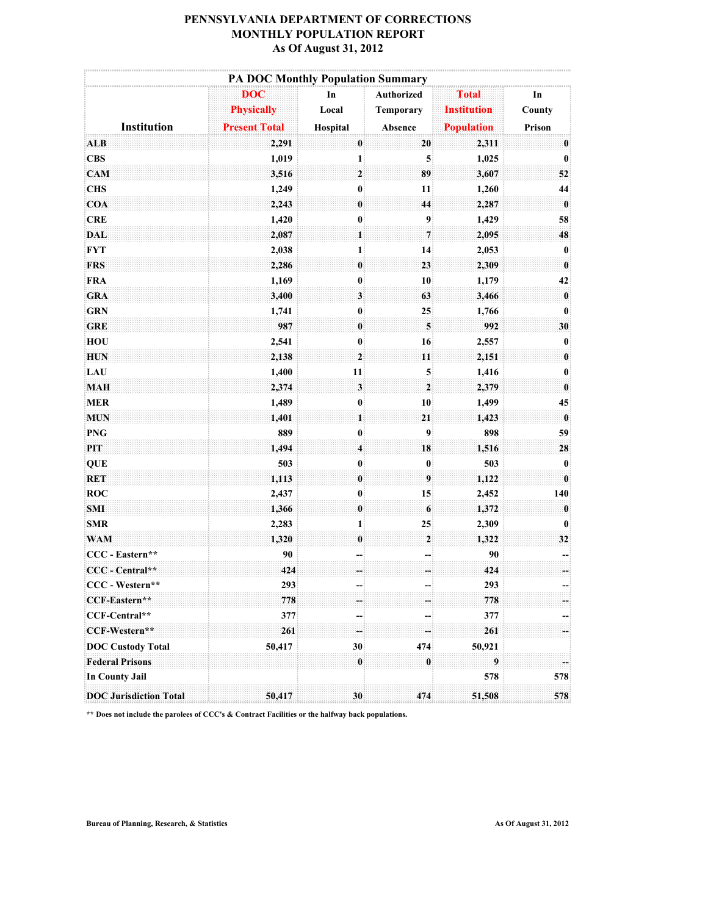# PENNSYLVANIA DEPARTMENT OF CORRECTIONS
# MONTHLY POPULATION REPORT
# As Of August 31, 2012

| PA DOC Monthly Population Summary | | | | | |
|---|---|---|---|---|---|
| **Institution** | **DOC Physically Present Total** | **In Local Hospital** | **Authorized Temporary Absence** | **Total Institution Population** | **In County Prison** |
| ALB | 2,291 | 0 | 20 | 2,311 | 0 |
| CBS | 1,019 | 1 | 5 | 1,025 | 0 |
| CAM | 3,516 | 2 | 89 | 3,607 | 52 |
| CHS | 1,249 | 0 | 11 | 1,260 | 44 |
| COA | 2,243 | 0 | 44 | 2,287 | 0 |
| CRE | 1,420 | 0 | 9 | 1,429 | 58 |
| DAL | 2,087 | 1 | 7 | 2,095 | 48 |
| FYT | 2,038 | 1 | 14 | 2,053 | 0 |
| FRS | 2,286 | 0 | 23 | 2,309 | 0 |
| FRA | 1,169 | 0 | 10 | 1,179 | 42 |
| GRA | 3,400 | 3 | 63 | 3,466 | 0 |
| GRN | 1,741 | 0 | 25 | 1,766 | 0 |
| GRE | 987 | 0 | 5 | 992 | 30 |
| HOU | 2,541 | 0 | 16 | 2,557 | 0 |
| HUN | 2,138 | 2 | 11 | 2,151 | 0 |
| LAU | 1,400 | 11 | 5 | 1,416 | 0 |
| MAH | 2,374 | 3 | 2 | 2,379 | 0 |
| MER | 1,489 | 0 | 10 | 1,499 | 45 |
| MUN | 1,401 | 1 | 21 | 1,423 | 0 |
| PNG | 889 | 0 | 9 | 898 | 59 |
| PIT | 1,494 | 4 | 18 | 1,516 | 28 |
| QUE | 503 | 0 | 0 | 503 | 0 |
| RET | 1,113 | 0 | 9 | 1,122 | 0 |
| ROC | 2,437 | 0 | 15 | 2,452 | 140 |
| SMI | 1,366 | 0 | 6 | 1,372 | 0 |
| SMR | 2,283 | 1 | 25 | 2,309 | 0 |
| WAM | 1,320 | 0 | 2 | 1,322 | 32 |
| CCC - Eastern** | 90 | -- | -- | 90 | -- |
| CCC - Central** | 424 | -- | -- | 424 | -- |
| CCC - Western** | 293 | -- | -- | 293 | -- |
| CCF-Eastern** | 778 | -- | -- | 778 | -- |
| CCF-Central** | 377 | -- | -- | 377 | -- |
| CCF-Western** | 261 | -- | -- | 261 | -- |
| **DOC Custody Total** | 50,417 | 30 | 474 | 50,921 | |
| **Federal Prisons** | | 0 | 0 | 9 | -- |
| **In County Jail** | | | | 578 | 578 |
| **DOC Jurisdiction Total** | 50,417 | 30 | 474 | 51,508 | 578 |

** Does not include the parolees of CCC's & Contract Facilities or the halfway back populations.

Bureau of Planning, Research, & Statistics

As Of August 31, 2012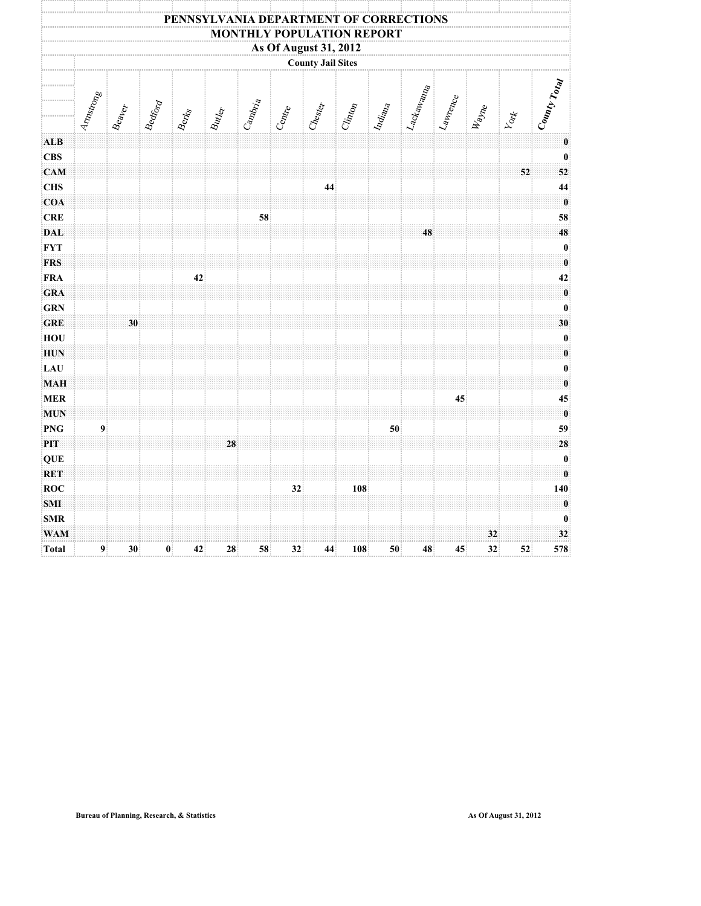# PENNSYLVANIA DEPARTMENT OF CORRECTIONS

## MONTHLY POPULATION REPORT

### As Of August 31, 2012

**County Jail Sites**

| | Armstrong | Beaver | Bedford | Berks | Butler | Cambria | Centre | Chester | Clinton | Indiana | Lackawanna | Lawrence | Wayne | York | County Total |
|---|---|---|---|---|---|---|---|---|---|---|---|---|---|---|---|
| **ALB** | | | | | | | | | | | | | | | **0** |
| **CBS** | | | | | | | | | | | | | | | **0** |
| **CAM** | | | | | | | | | | | | | | 52 | **52** |
| **CHS** | | | | | | | | 44 | | | | | | | **44** |
| **COA** | | | | | | | | | | | | | | | **0** |
| **CRE** | | | | | | 58 | | | | | | | | | **58** |
| **DAL** | | | | | | | | | | | 48 | | | | **48** |
| **FYT** | | | | | | | | | | | | | | | **0** |
| **FRS** | | | | | | | | | | | | | | | **0** |
| **FRA** | | | | 42 | | | | | | | | | | | **42** |
| **GRA** | | | | | | | | | | | | | | | **0** |
| **GRN** | | | | | | | | | | | | | | | **0** |
| **GRE** | | 30 | | | | | | | | | | | | | **30** |
| **HOU** | | | | | | | | | | | | | | | **0** |
| **HUN** | | | | | | | | | | | | | | | **0** |
| **LAU** | | | | | | | | | | | | | | | **0** |
| **MAH** | | | | | | | | | | | | | | | **0** |
| **MER** | | | | | | | | | | | | 45 | | | **45** |
| **MUN** | | | | | | | | | | | | | | | **0** |
| **PNG** | 9 | | | | | | | | | 50 | | | | | **59** |
| **PIT** | | | | | 28 | | | | | | | | | | **28** |
| **QUE** | | | | | | | | | | | | | | | **0** |
| **RET** | | | | | | | | | | | | | | | **0** |
| **ROC** | | | | | | | 32 | | 108 | | | | | | **140** |
| **SMI** | | | | | | | | | | | | | | | **0** |
| **SMR** | | | | | | | | | | | | | | | **0** |
| **WAM** | | | | | | | | | | | | | 32 | | **32** |
| **Total** | 9 | 30 | 0 | 42 | 28 | 58 | 32 | 44 | 108 | 50 | 48 | 45 | 32 | 52 | **578** |

Bureau of Planning, Research, & Statistics

As Of August 31, 2012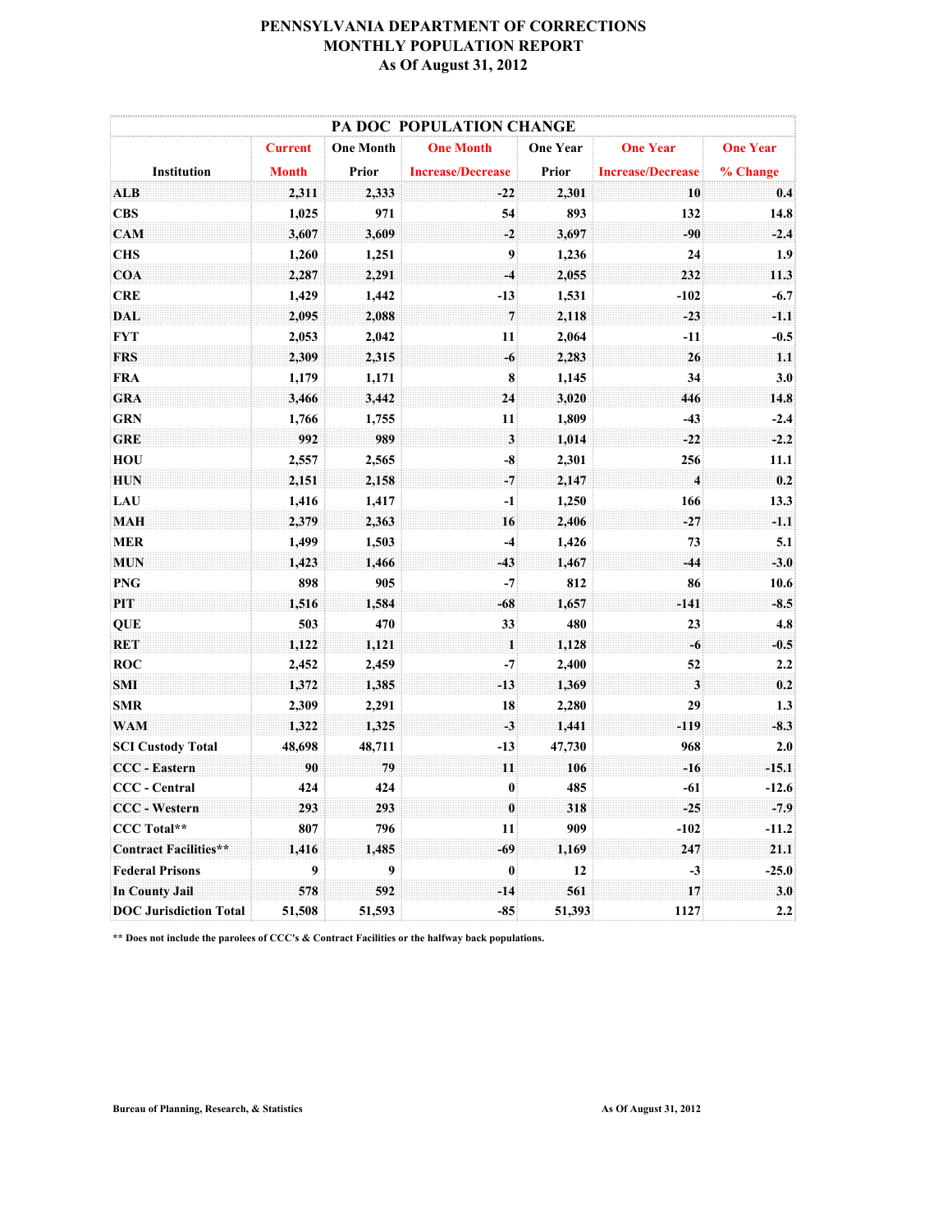# PENNSYLVANIA DEPARTMENT OF CORRECTIONS
# MONTHLY POPULATION REPORT
# As Of August 31, 2012

| PA DOC POPULATION CHANGE | | | | | | |
|---|---|---|---|---|---|---|
| Institution | Current Month | One Month Prior | One Month Increase/Decrease | One Year Prior | One Year Increase/Decrease | One Year % Change |
| ALB | 2,311 | 2,333 | -22 | 2,301 | 10 | 0.4 |
| CBS | 1,025 | 971 | 54 | 893 | 132 | 14.8 |
| CAM | 3,607 | 3,609 | -2 | 3,697 | -90 | -2.4 |
| CHS | 1,260 | 1,251 | 9 | 1,236 | 24 | 1.9 |
| COA | 2,287 | 2,291 | -4 | 2,055 | 232 | 11.3 |
| CRE | 1,429 | 1,442 | -13 | 1,531 | -102 | -6.7 |
| DAL | 2,095 | 2,088 | 7 | 2,118 | -23 | -1.1 |
| FYT | 2,053 | 2,042 | 11 | 2,064 | -11 | -0.5 |
| FRS | 2,309 | 2,315 | -6 | 2,283 | 26 | 1.1 |
| FRA | 1,179 | 1,171 | 8 | 1,145 | 34 | 3.0 |
| GRA | 3,466 | 3,442 | 24 | 3,020 | 446 | 14.8 |
| GRN | 1,766 | 1,755 | 11 | 1,809 | -43 | -2.4 |
| GRE | 992 | 989 | 3 | 1,014 | -22 | -2.2 |
| HOU | 2,557 | 2,565 | -8 | 2,301 | 256 | 11.1 |
| HUN | 2,151 | 2,158 | -7 | 2,147 | 4 | 0.2 |
| LAU | 1,416 | 1,417 | -1 | 1,250 | 166 | 13.3 |
| MAH | 2,379 | 2,363 | 16 | 2,406 | -27 | -1.1 |
| MER | 1,499 | 1,503 | -4 | 1,426 | 73 | 5.1 |
| MUN | 1,423 | 1,466 | -43 | 1,467 | -44 | -3.0 |
| PNG | 898 | 905 | -7 | 812 | 86 | 10.6 |
| PIT | 1,516 | 1,584 | -68 | 1,657 | -141 | -8.5 |
| QUE | 503 | 470 | 33 | 480 | 23 | 4.8 |
| RET | 1,122 | 1,121 | 1 | 1,128 | -6 | -0.5 |
| ROC | 2,452 | 2,459 | -7 | 2,400 | 52 | 2.2 |
| SMI | 1,372 | 1,385 | -13 | 1,369 | 3 | 0.2 |
| SMR | 2,309 | 2,291 | 18 | 2,280 | 29 | 1.3 |
| WAM | 1,322 | 1,325 | -3 | 1,441 | -119 | -8.3 |
| SCI Custody Total | 48,698 | 48,711 | -13 | 47,730 | 968 | 2.0 |
| CCC - Eastern | 90 | 79 | 11 | 106 | -16 | -15.1 |
| CCC - Central | 424 | 424 | 0 | 485 | -61 | -12.6 |
| CCC - Western | 293 | 293 | 0 | 318 | -25 | -7.9 |
| CCC Total** | 807 | 796 | 11 | 909 | -102 | -11.2 |
| Contract Facilities** | 1,416 | 1,485 | -69 | 1,169 | 247 | 21.1 |
| Federal Prisons | 9 | 9 | 0 | 12 | -3 | -25.0 |
| In County Jail | 578 | 592 | -14 | 561 | 17 | 3.0 |
| DOC Jurisdiction Total | 51,508 | 51,593 | -85 | 51,393 | 1127 | 2.2 |

** Does not include the parolees of CCC's & Contract Facilities or the halfway back populations.

Bureau of Planning, Research, & Statistics

As Of August 31, 2012